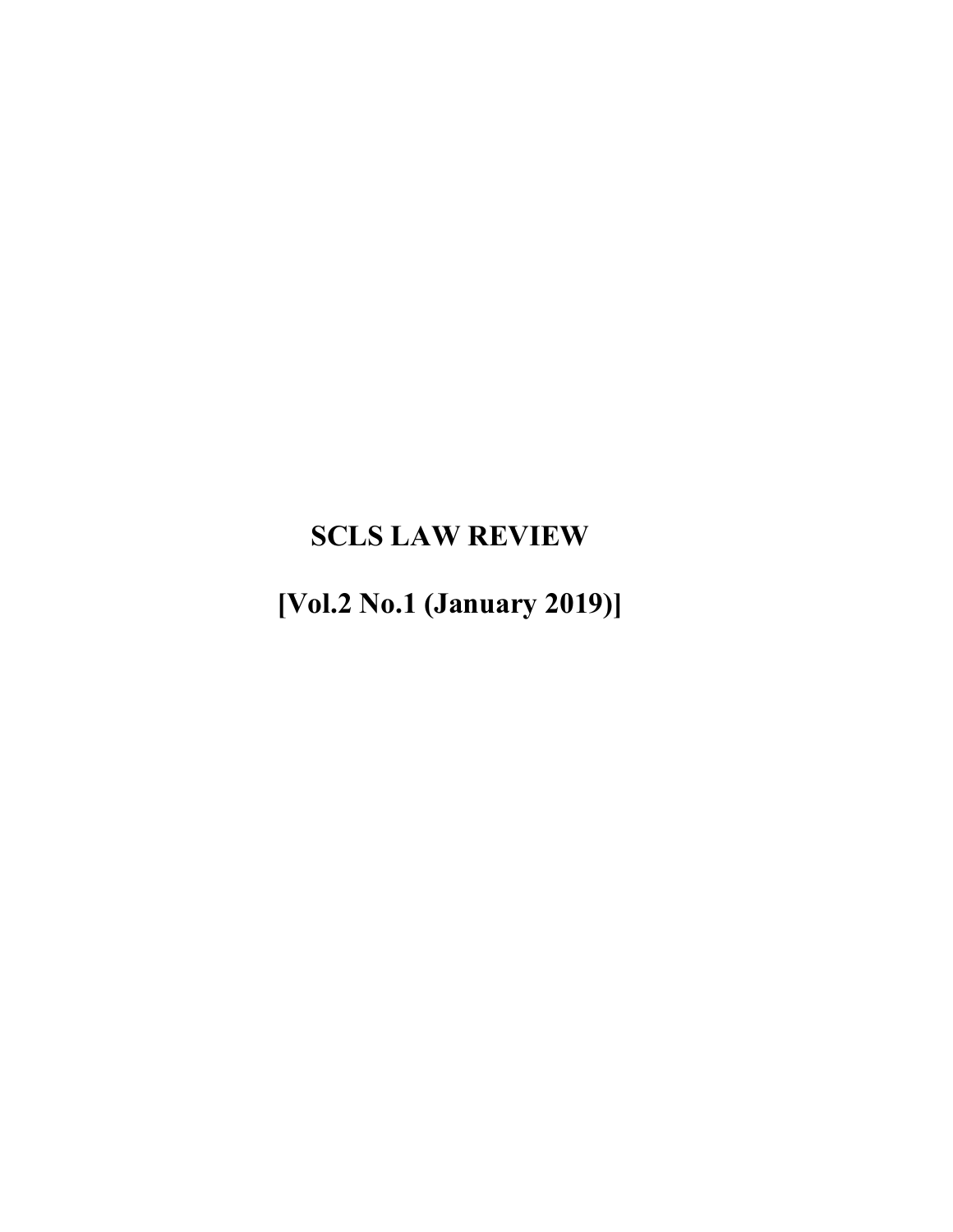# SCLS LAW REVIEW

## [Vol.2 No.1 (January 2019)]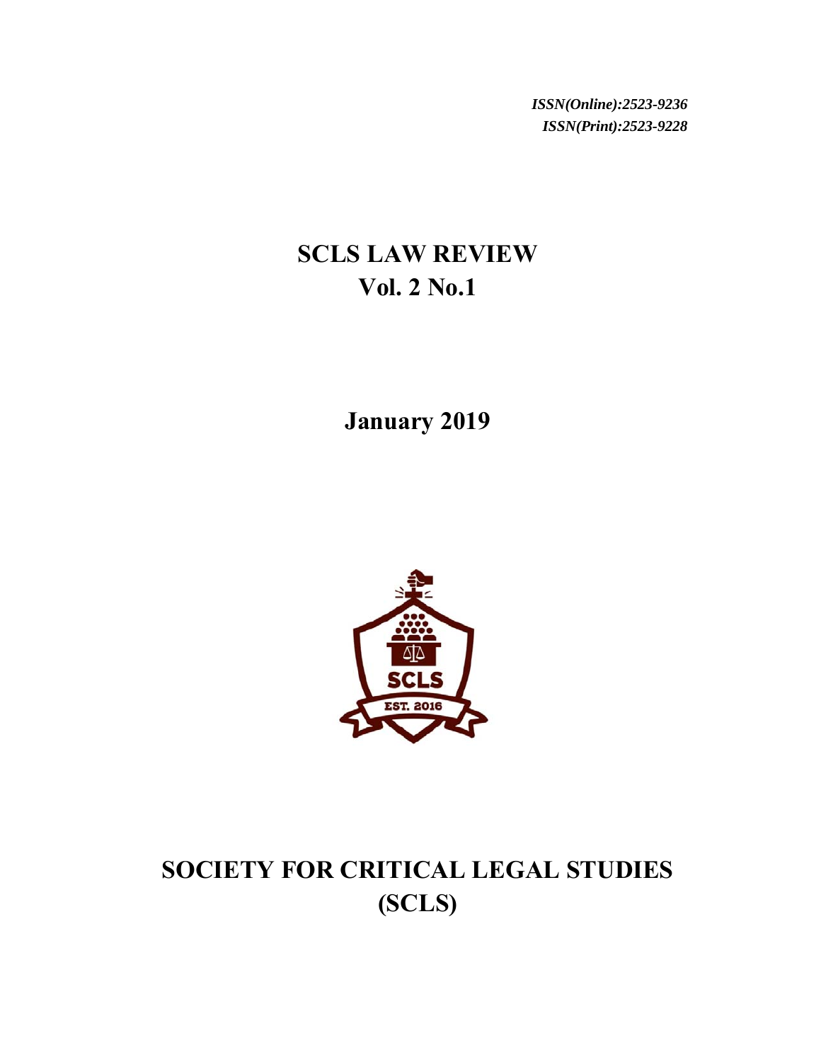*ISSN(Online):2523-9236*
*ISSN(Print):2523-9228*

# SCLS LAW REVIEW
# Vol. 2 No.1

## January 2019

# SOCIETY FOR CRITICAL LEGAL STUDIES (SCLS)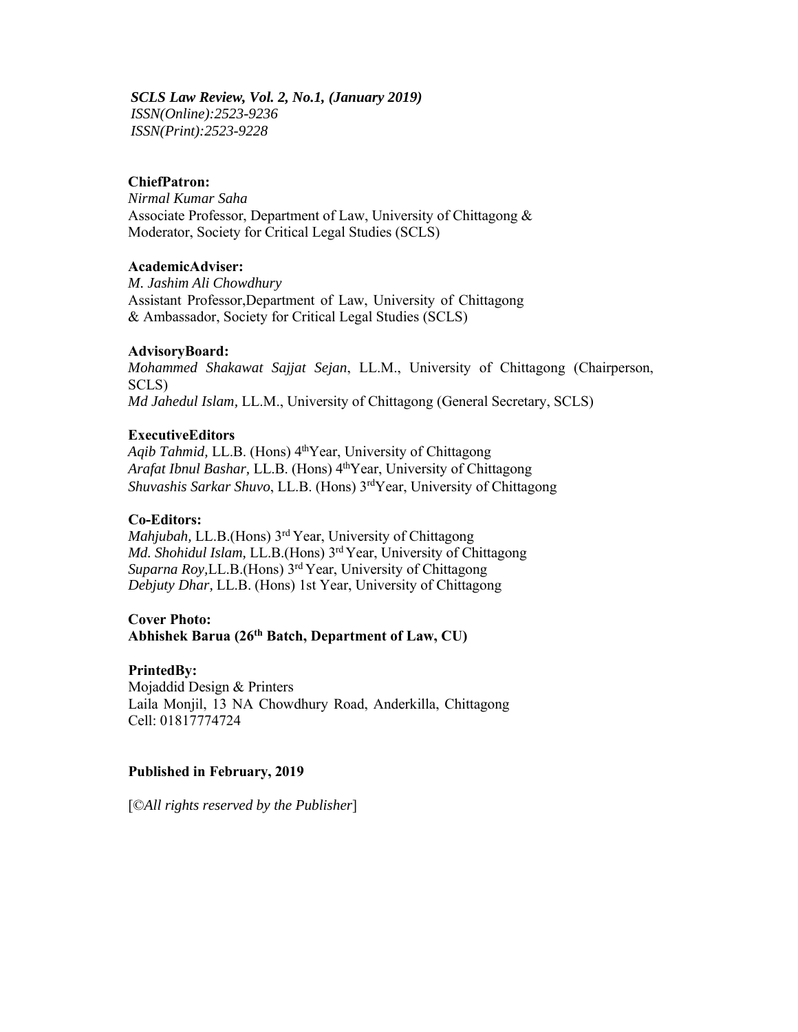***SCLS Law Review, Vol. 2, No.1, (January 2019)***
*ISSN(Online):2523-9236*
*ISSN(Print):2523-9228*

**ChiefPatron:**
*Nirmal Kumar Saha*
Associate Professor, Department of Law, University of Chittagong & Moderator, Society for Critical Legal Studies (SCLS)

**AcademicAdviser:**
*M. Jashim Ali Chowdhury*
Assistant Professor,Department of Law, University of Chittagong & Ambassador, Society for Critical Legal Studies (SCLS)

**AdvisoryBoard:**
*Mohammed Shakawat Sajjat Sejan*, LL.M., University of Chittagong (Chairperson, SCLS)
*Md Jahedul Islam,* LL.M., University of Chittagong (General Secretary, SCLS)

**ExecutiveEditors**
*Aqib Tahmid,* LL.B. (Hons) 4thYear, University of Chittagong
*Arafat Ibnul Bashar,* LL.B. (Hons) 4thYear, University of Chittagong
*Shuvashis Sarkar Shuvo*, LL.B. (Hons) 3rdYear, University of Chittagong

**Co-Editors:**
*Mahjubah,* LL.B.(Hons) 3rd Year, University of Chittagong
*Md. Shohidul Islam,* LL.B.(Hons) 3rd Year, University of Chittagong
*Suparna Roy,*LL.B.(Hons) 3rd Year, University of Chittagong
*Debjuty Dhar,* LL.B. (Hons) 1st Year, University of Chittagong

**Cover Photo:**
**Abhishek Barua (26th Batch, Department of Law, CU)**

**PrintedBy:**
Mojaddid Design & Printers
Laila Monjil, 13 NA Chowdhury Road, Anderkilla, Chittagong
Cell: 01817774724

**Published in February, 2019**

[©*All rights reserved by the Publisher*]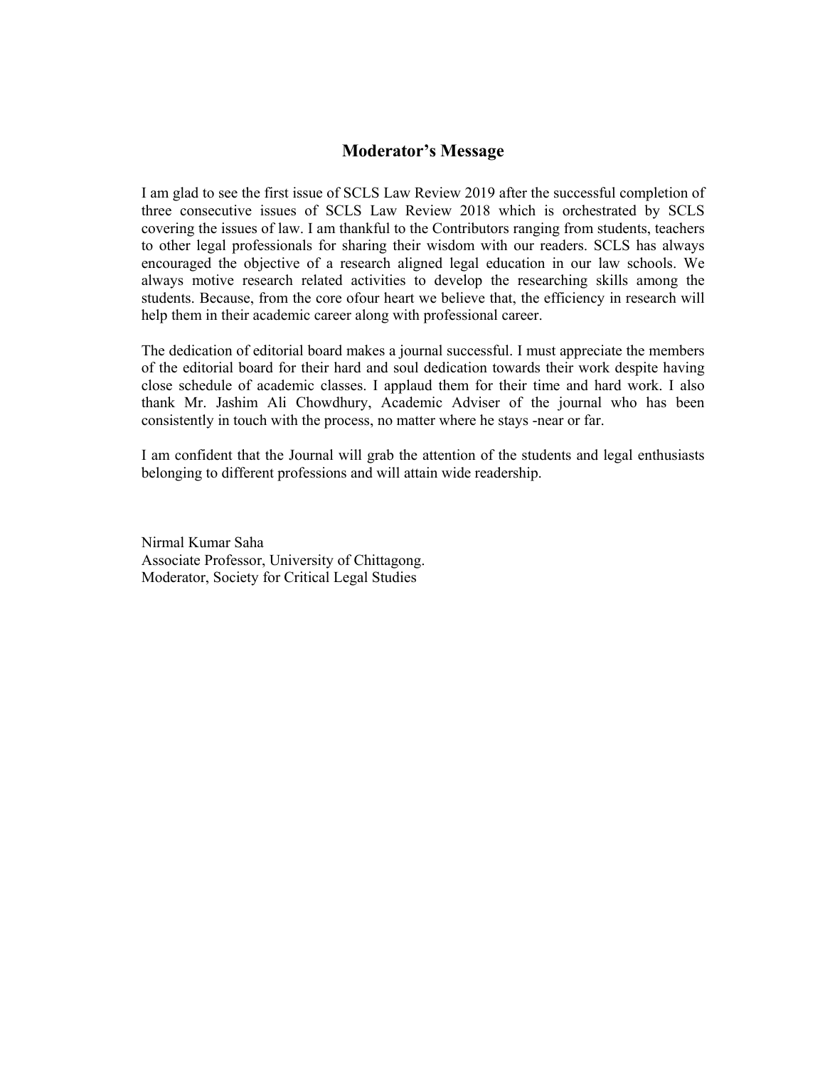## Moderator's Message

I am glad to see the first issue of SCLS Law Review 2019 after the successful completion of three consecutive issues of SCLS Law Review 2018 which is orchestrated by SCLS covering the issues of law. I am thankful to the Contributors ranging from students, teachers to other legal professionals for sharing their wisdom with our readers. SCLS has always encouraged the objective of a research aligned legal education in our law schools. We always motive research related activities to develop the researching skills among the students. Because, from the core ofour heart we believe that, the efficiency in research will help them in their academic career along with professional career.

The dedication of editorial board makes a journal successful. I must appreciate the members of the editorial board for their hard and soul dedication towards their work despite having close schedule of academic classes. I applaud them for their time and hard work. I also thank Mr. Jashim Ali Chowdhury, Academic Adviser of the journal who has been consistently in touch with the process, no matter where he stays -near or far.

I am confident that the Journal will grab the attention of the students and legal enthusiasts belonging to different professions and will attain wide readership.

Nirmal Kumar Saha  
Associate Professor, University of Chittagong.  
Moderator, Society for Critical Legal Studies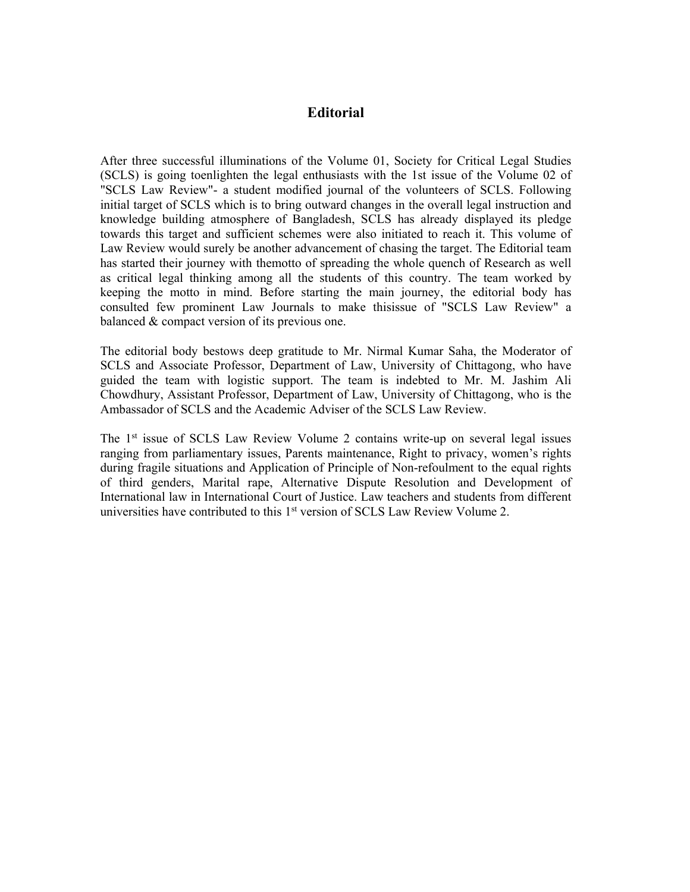# Editorial

After three successful illuminations of the Volume 01, Society for Critical Legal Studies (SCLS) is going toenlighten the legal enthusiasts with the 1st issue of the Volume 02 of "SCLS Law Review"- a student modified journal of the volunteers of SCLS. Following initial target of SCLS which is to bring outward changes in the overall legal instruction and knowledge building atmosphere of Bangladesh, SCLS has already displayed its pledge towards this target and sufficient schemes were also initiated to reach it. This volume of Law Review would surely be another advancement of chasing the target. The Editorial team has started their journey with themotto of spreading the whole quench of Research as well as critical legal thinking among all the students of this country. The team worked by keeping the motto in mind. Before starting the main journey, the editorial body has consulted few prominent Law Journals to make thisissue of "SCLS Law Review" a balanced & compact version of its previous one.

The editorial body bestows deep gratitude to Mr. Nirmal Kumar Saha, the Moderator of SCLS and Associate Professor, Department of Law, University of Chittagong, who have guided the team with logistic support. The team is indebted to Mr. M. Jashim Ali Chowdhury, Assistant Professor, Department of Law, University of Chittagong, who is the Ambassador of SCLS and the Academic Adviser of the SCLS Law Review.

The 1st issue of SCLS Law Review Volume 2 contains write-up on several legal issues ranging from parliamentary issues, Parents maintenance, Right to privacy, women's rights during fragile situations and Application of Principle of Non-refoulment to the equal rights of third genders, Marital rape, Alternative Dispute Resolution and Development of International law in International Court of Justice. Law teachers and students from different universities have contributed to this 1st version of SCLS Law Review Volume 2.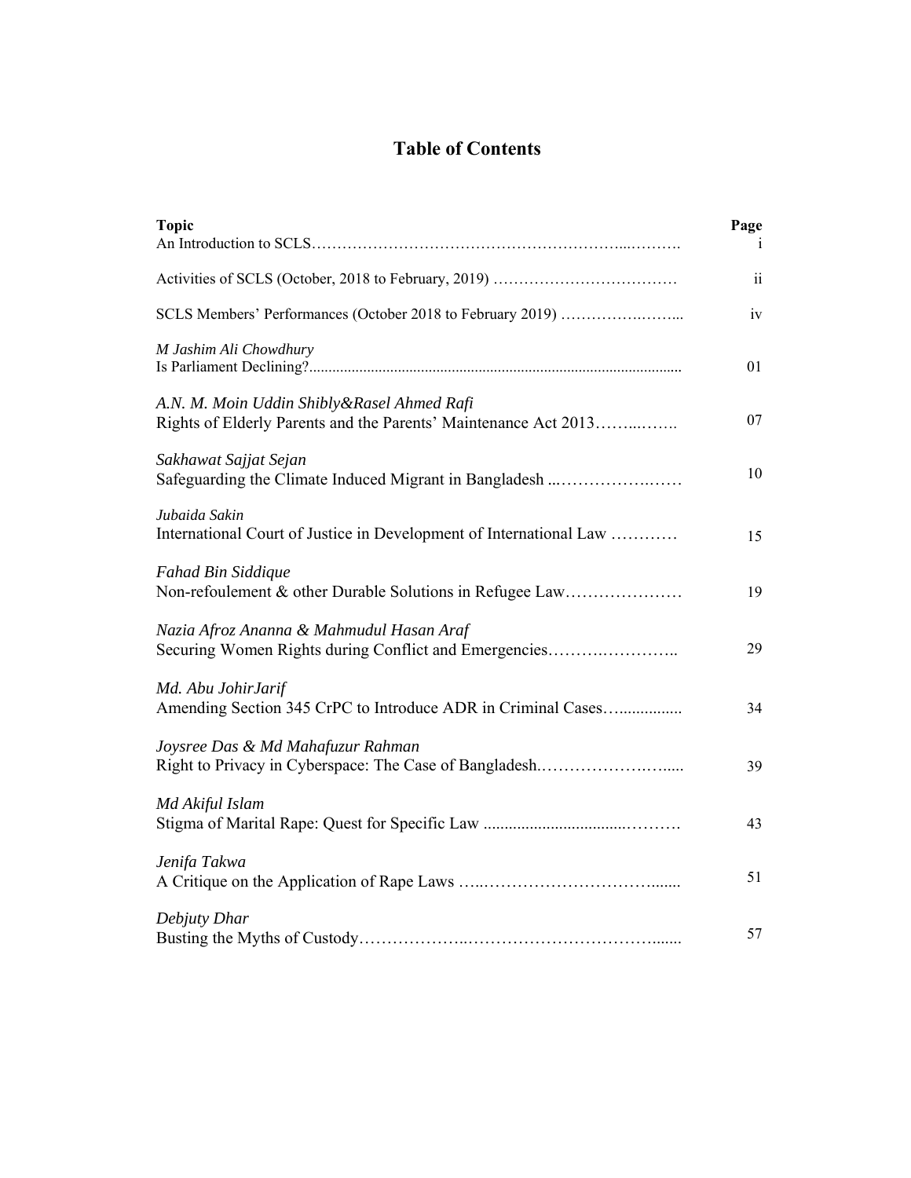# Table of Contents

| Topic | Page |
| --- | --- |
| An Introduction to SCLS | i |
| Activities of SCLS (October, 2018 to February, 2019) | ii |
| SCLS Members' Performances (October 2018 to February 2019) | iv |
| *M Jashim Ali Chowdhury*<br>Is Parliament Declining? | 01 |
| *A.N. M. Moin Uddin Shibly&Rasel Ahmed Rafi*<br>Rights of Elderly Parents and the Parents' Maintenance Act 2013 | 07 |
| *Sakhawat Sajjat Sejan*<br>Safeguarding the Climate Induced Migrant in Bangladesh | 10 |
| *Jubaida Sakin*<br>International Court of Justice in Development of International Law | 15 |
| *Fahad Bin Siddique*<br>Non-refoulement & other Durable Solutions in Refugee Law | 19 |
| *Nazia Afroz Ananna & Mahmudul Hasan Araf*<br>Securing Women Rights during Conflict and Emergencies | 29 |
| *Md. Abu JohirJarif*<br>Amending Section 345 CrPC to Introduce ADR in Criminal Cases | 34 |
| *Joysree Das & Md Mahafuzur Rahman*<br>Right to Privacy in Cyberspace: The Case of Bangladesh. | 39 |
| *Md Akiful Islam*<br>Stigma of Marital Rape: Quest for Specific Law | 43 |
| *Jenifa Takwa*<br>A Critique on the Application of Rape Laws | 51 |
| *Debjuty Dhar*<br>Busting the Myths of Custody | 57 |